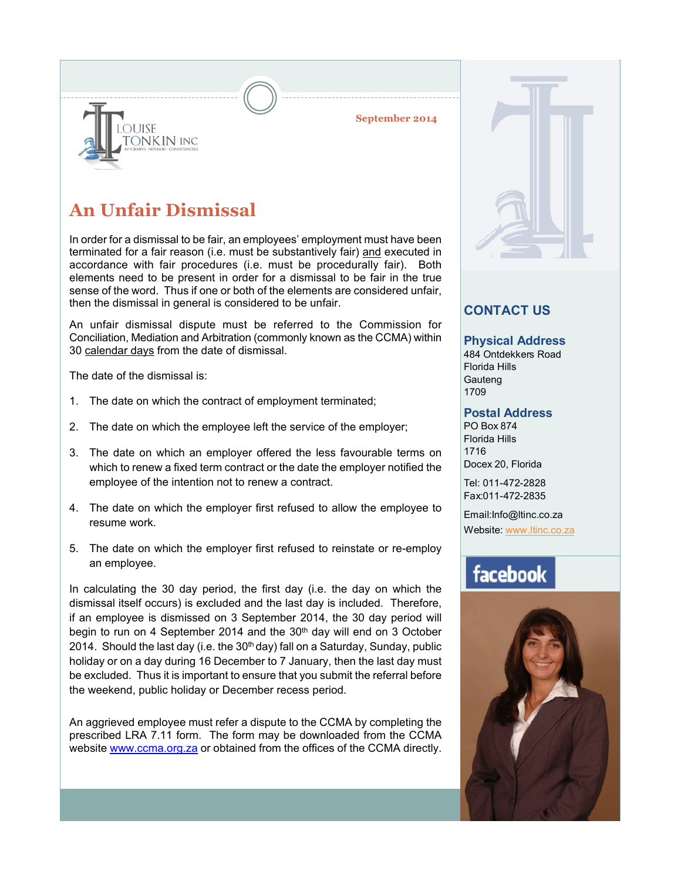LOUISE TONKIN INC
ATTORNEYS · NOTARIES · CONVEYANCERS

September 2014

# An Unfair Dismissal

In order for a dismissal to be fair, an employees' employment must have been terminated for a fair reason (i.e. must be substantively fair) and executed in accordance with fair procedures (i.e. must be procedurally fair). Both elements need to be present in order for a dismissal to be fair in the true sense of the word. Thus if one or both of the elements are considered unfair, then the dismissal in general is considered to be unfair.

An unfair dismissal dispute must be referred to the Commission for Conciliation, Mediation and Arbitration (commonly known as the CCMA) within 30 calendar days from the date of dismissal.

The date of the dismissal is:

1. The date on which the contract of employment terminated;
2. The date on which the employee left the service of the employer;
3. The date on which an employer offered the less favourable terms on which to renew a fixed term contract or the date the employer notified the employee of the intention not to renew a contract.
4. The date on which the employer first refused to allow the employee to resume work.
5. The date on which the employer first refused to reinstate or re-employ an employee.

In calculating the 30 day period, the first day (i.e. the day on which the dismissal itself occurs) is excluded and the last day is included. Therefore, if an employee is dismissed on 3 September 2014, the 30 day period will begin to run on 4 September 2014 and the 30th day will end on 3 October 2014. Should the last day (i.e. the 30th day) fall on a Saturday, Sunday, public holiday or on a day during 16 December to 7 January, then the last day must be excluded. Thus it is important to ensure that you submit the referral before the weekend, public holiday or December recess period.

An aggrieved employee must refer a dispute to the CCMA by completing the prescribed LRA 7.11 form. The form may be downloaded from the CCMA website www.ccma.org.za or obtained from the offices of the CCMA directly.

## CONTACT US

### Physical Address
484 Ontdekkers Road
Florida Hills
Gauteng
1709

### Postal Address
PO Box 874
Florida Hills
1716
Docex 20, Florida

Tel: 011-472-2828
Fax:011-472-2835

Email:Info@ltinc.co.za
Website: www.ltinc.co.za

facebook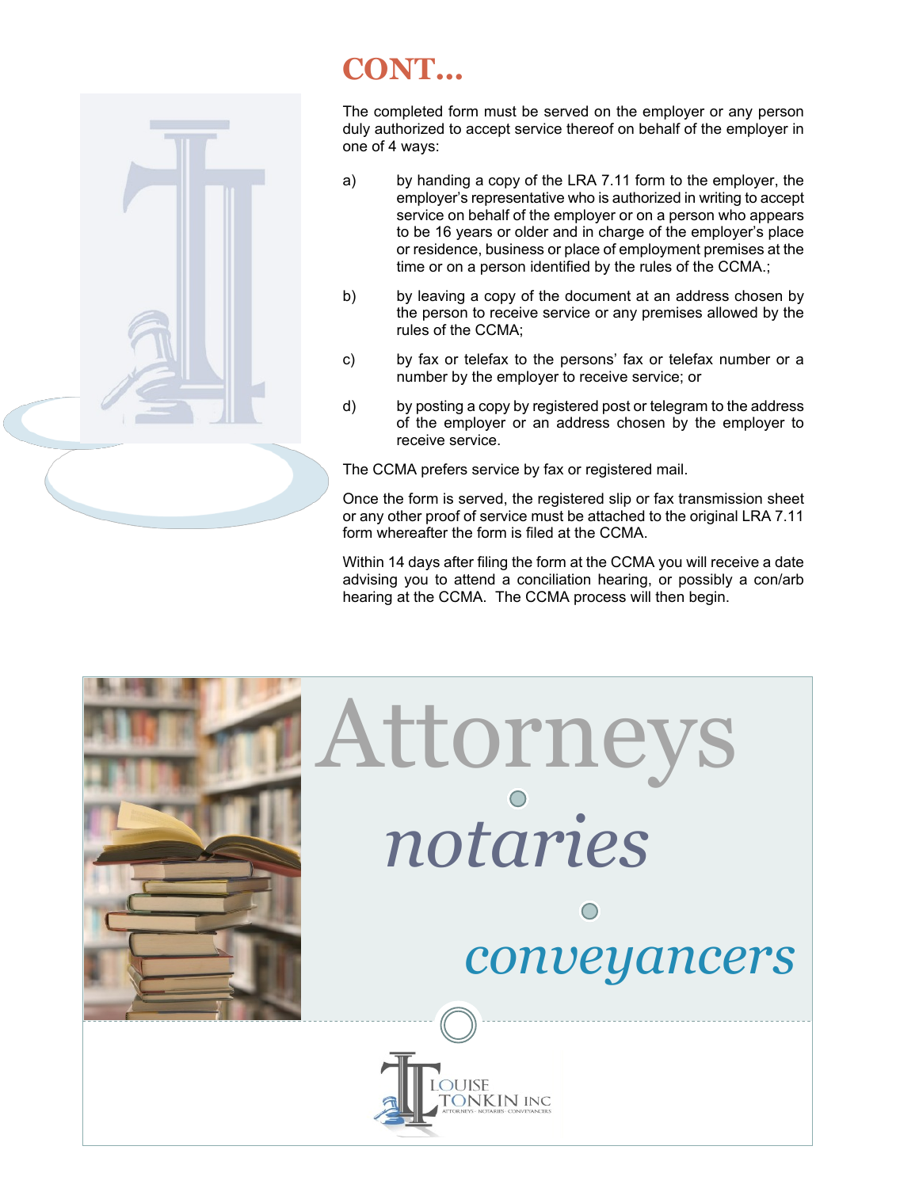# CONT...

The completed form must be served on the employer or any person duly authorized to accept service thereof on behalf of the employer in one of 4 ways:

a) by handing a copy of the LRA 7.11 form to the employer, the employer's representative who is authorized in writing to accept service on behalf of the employer or on a person who appears to be 16 years or older and in charge of the employer's place or residence, business or place of employment premises at the time or on a person identified by the rules of the CCMA.;

b) by leaving a copy of the document at an address chosen by the person to receive service or any premises allowed by the rules of the CCMA;

c) by fax or telefax to the persons' fax or telefax number or a number by the employer to receive service; or

d) by posting a copy by registered post or telegram to the address of the employer or an address chosen by the employer to receive service.

The CCMA prefers service by fax or registered mail.

Once the form is served, the registered slip or fax transmission sheet or any other proof of service must be attached to the original LRA 7.11 form whereafter the form is filed at the CCMA.

Within 14 days after filing the form at the CCMA you will receive a date advising you to attend a conciliation hearing, or possibly a con/arb hearing at the CCMA. The CCMA process will then begin.

Attorneys

*notaries*

*conveyancers*

LOUISE TONKIN INC

ATTORNEYS · NOTARIES · CONVEYANCERS